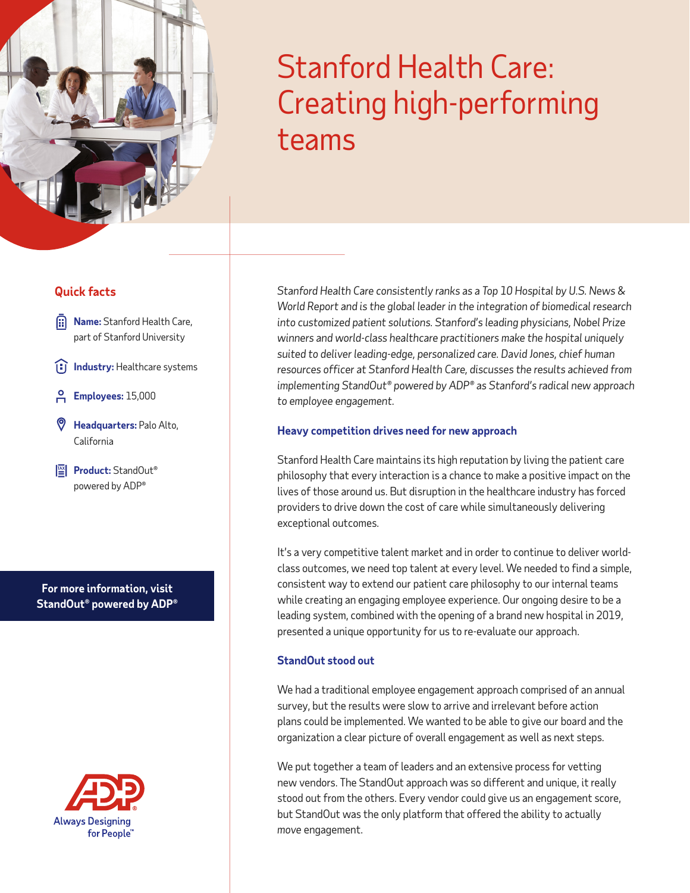# Stanford Health Care: Creating high-performing teams

## Quick facts

- **Name:** Stanford Health Care, part of Stanford University
- **Industry:** Healthcare systems
- **Employees:** 15,000
- **Headquarters:** Palo Alto, California
- **Product:** StandOut® powered by ADP®

**For more information, visit StandOut® powered by ADP®**

ADP Always Designing for People™

*Stanford Health Care consistently ranks as a Top 10 Hospital by U.S. News & World Report and is the global leader in the integration of biomedical research into customized patient solutions. Stanford's leading physicians, Nobel Prize winners and world-class healthcare practitioners make the hospital uniquely suited to deliver leading-edge, personalized care. David Jones, chief human resources officer at Stanford Health Care, discusses the results achieved from implementing StandOut® powered by ADP® as Stanford's radical new approach to employee engagement.*

### Heavy competition drives need for new approach

Stanford Health Care maintains its high reputation by living the patient care philosophy that every interaction is a chance to make a positive impact on the lives of those around us. But disruption in the healthcare industry has forced providers to drive down the cost of care while simultaneously delivering exceptional outcomes.

It's a very competitive talent market and in order to continue to deliver world-class outcomes, we need top talent at every level. We needed to find a simple, consistent way to extend our patient care philosophy to our internal teams while creating an engaging employee experience. Our ongoing desire to be a leading system, combined with the opening of a brand new hospital in 2019, presented a unique opportunity for us to re-evaluate our approach.

### StandOut stood out

We had a traditional employee engagement approach comprised of an annual survey, but the results were slow to arrive and irrelevant before action plans could be implemented. We wanted to be able to give our board and the organization a clear picture of overall engagement as well as next steps.

We put together a team of leaders and an extensive process for vetting new vendors. The StandOut approach was so different and unique, it really stood out from the others. Every vendor could give us an engagement score, but StandOut was the only platform that offered the ability to actually *move* engagement.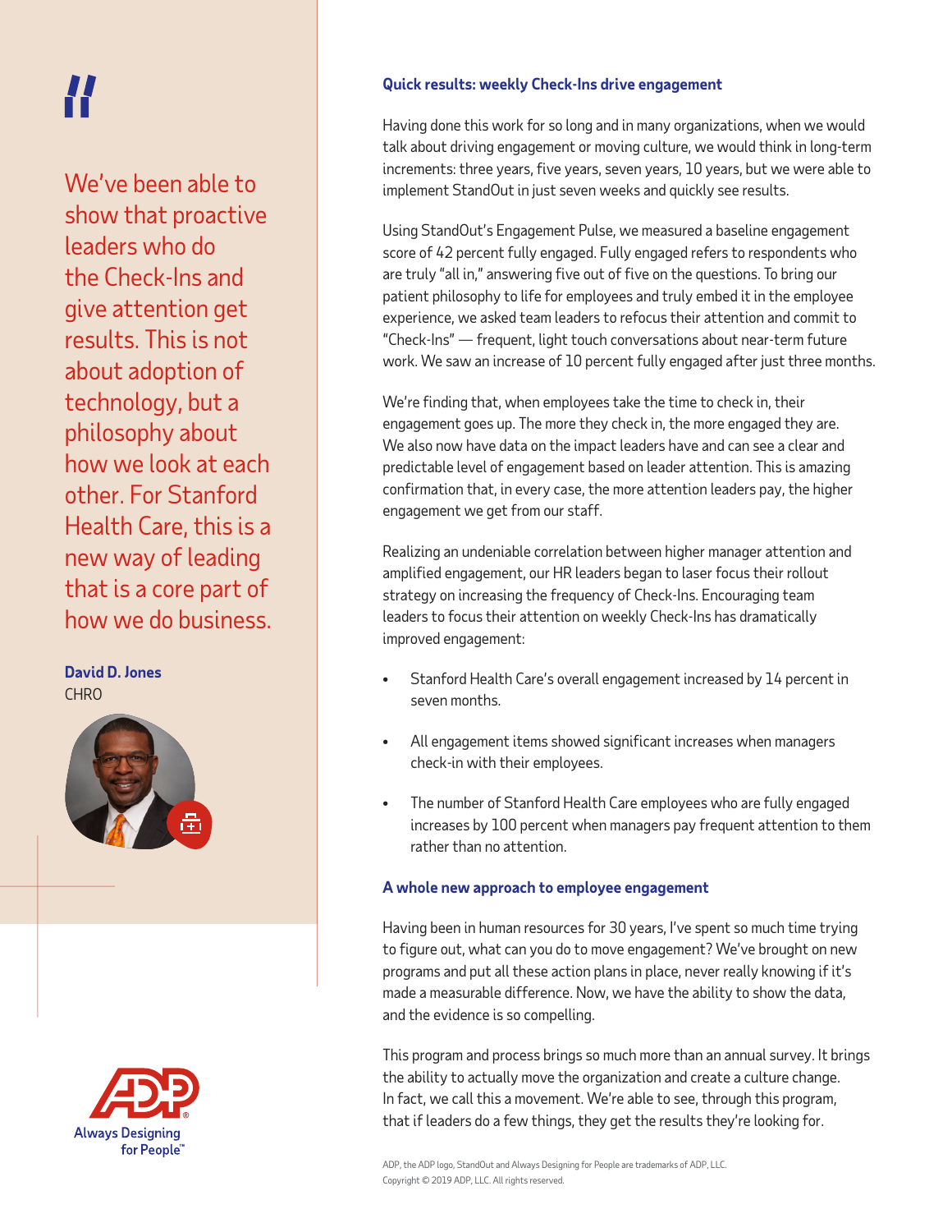"

We've been able to show that proactive leaders who do the Check-Ins and give attention get results. This is not about adoption of technology, but a philosophy about how we look at each other. For Stanford Health Care, this is a new way of leading that is a core part of how we do business.

**David D. Jones**
CHRO

ADP
Always Designing for People™

### Quick results: weekly Check-Ins drive engagement

Having done this work for so long and in many organizations, when we would talk about driving engagement or moving culture, we would think in long-term increments: three years, five years, seven years, 10 years, but we were able to implement StandOut in just seven weeks and quickly see results.

Using StandOut's Engagement Pulse, we measured a baseline engagement score of 42 percent fully engaged. Fully engaged refers to respondents who are truly "all in," answering five out of five on the questions. To bring our patient philosophy to life for employees and truly embed it in the employee experience, we asked team leaders to refocus their attention and commit to "Check-Ins" — frequent, light touch conversations about near-term future work. We saw an increase of 10 percent fully engaged after just three months.

We're finding that, when employees take the time to check in, their engagement goes up. The more they check in, the more engaged they are. We also now have data on the impact leaders have and can see a clear and predictable level of engagement based on leader attention. This is amazing confirmation that, in every case, the more attention leaders pay, the higher engagement we get from our staff.

Realizing an undeniable correlation between higher manager attention and amplified engagement, our HR leaders began to laser focus their rollout strategy on increasing the frequency of Check-Ins. Encouraging team leaders to focus their attention on weekly Check-Ins has dramatically improved engagement:

- Stanford Health Care's overall engagement increased by 14 percent in seven months.
- All engagement items showed significant increases when managers check-in with their employees.
- The number of Stanford Health Care employees who are fully engaged increases by 100 percent when managers pay frequent attention to them rather than no attention.

### A whole new approach to employee engagement

Having been in human resources for 30 years, I've spent so much time trying to figure out, what can you do to move engagement? We've brought on new programs and put all these action plans in place, never really knowing if it's made a measurable difference. Now, we have the ability to show the data, and the evidence is so compelling.

This program and process brings so much more than an annual survey. It brings the ability to actually move the organization and create a culture change. In fact, we call this a movement. We're able to see, through this program, that if leaders do a few things, they get the results they're looking for.

ADP, the ADP logo, StandOut and Always Designing for People are trademarks of ADP, LLC.
Copyright © 2019 ADP, LLC. All rights reserved.